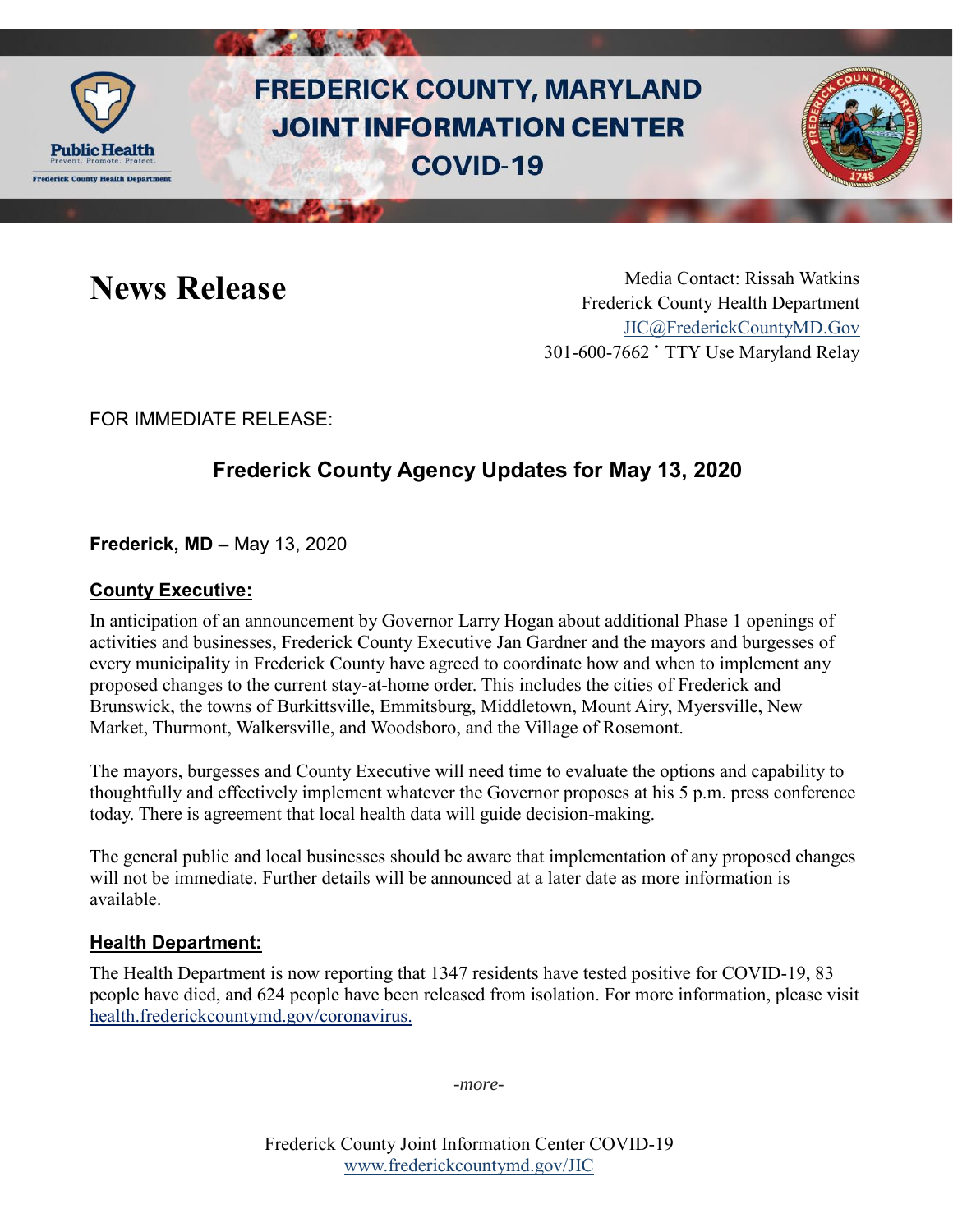# FREDERICK COUNTY, MARYLAND JOINT INFORMATION CENTER COVID-19

# News Release

Media Contact: Rissah Watkins
Frederick County Health Department
JIC@FrederickCountyMD.Gov
301-600-7662 • TTY Use Maryland Relay

FOR IMMEDIATE RELEASE:

## Frederick County Agency Updates for May 13, 2020

**Frederick, MD –** May 13, 2020

### County Executive:

In anticipation of an announcement by Governor Larry Hogan about additional Phase 1 openings of activities and businesses, Frederick County Executive Jan Gardner and the mayors and burgesses of every municipality in Frederick County have agreed to coordinate how and when to implement any proposed changes to the current stay-at-home order. This includes the cities of Frederick and Brunswick, the towns of Burkittsville, Emmitsburg, Middletown, Mount Airy, Myersville, New Market, Thurmont, Walkersville, and Woodsboro, and the Village of Rosemont.

The mayors, burgesses and County Executive will need time to evaluate the options and capability to thoughtfully and effectively implement whatever the Governor proposes at his 5 p.m. press conference today. There is agreement that local health data will guide decision-making.

The general public and local businesses should be aware that implementation of any proposed changes will not be immediate. Further details will be announced at a later date as more information is available.

### Health Department:

The Health Department is now reporting that 1347 residents have tested positive for COVID-19, 83 people have died, and 624 people have been released from isolation. For more information, please visit health.frederickcountymd.gov/coronavirus.

*-more-*

Frederick County Joint Information Center COVID-19
www.frederickcountymd.gov/JIC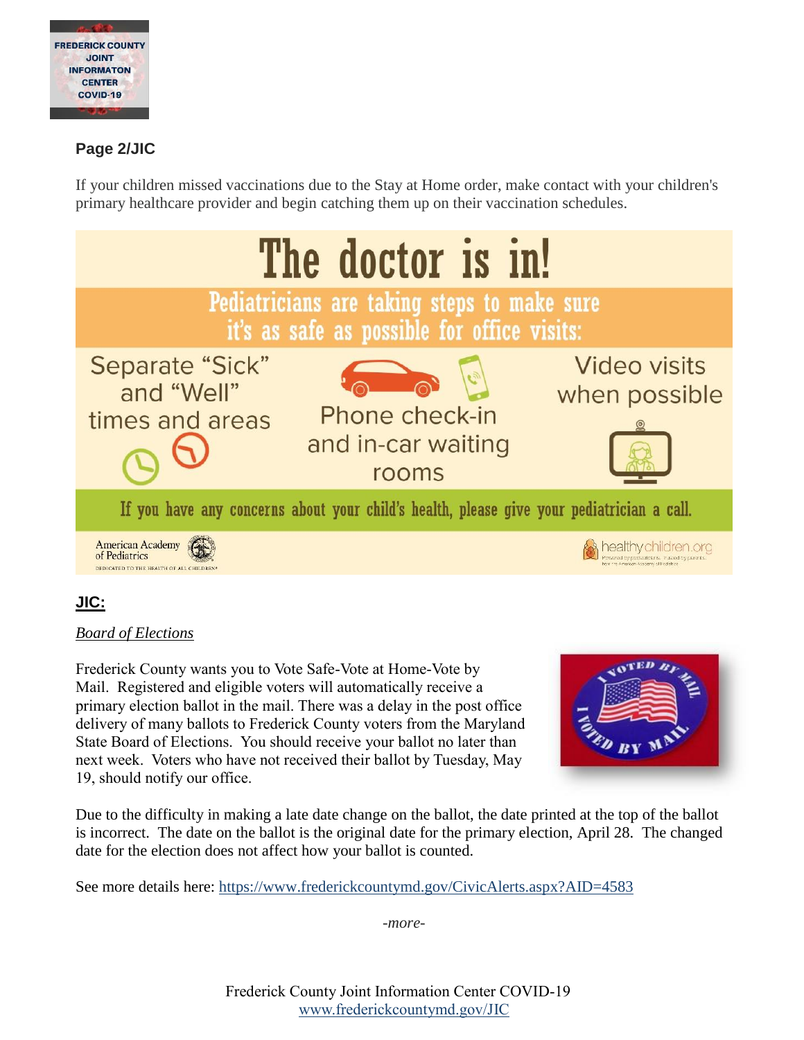**Page 2/JIC**

If your children missed vaccinations due to the Stay at Home order, make contact with your children's primary healthcare provider and begin catching them up on their vaccination schedules.

The doctor is in!

Pediatricians are taking steps to make sure it's as safe as possible for office visits:

- Separate "Sick" and "Well" times and areas
- Phone check-in and in-car waiting rooms
- Video visits when possible

If you have any concerns about your child's health, please give your pediatrician a call.

American Academy of Pediatrics — DEDICATED TO THE HEALTH OF ALL CHILDREN

healthychildren.org

## JIC:

*Board of Elections*

Frederick County wants you to Vote Safe-Vote at Home-Vote by Mail. Registered and eligible voters will automatically receive a primary election ballot in the mail. There was a delay in the post office delivery of many ballots to Frederick County voters from the Maryland State Board of Elections. You should receive your ballot no later than next week. Voters who have not received their ballot by Tuesday, May 19, should notify our office.

Due to the difficulty in making a late date change on the ballot, the date printed at the top of the ballot is incorrect. The date on the ballot is the original date for the primary election, April 28. The changed date for the election does not affect how your ballot is counted.

See more details here: https://www.frederickcountymd.gov/CivicAlerts.aspx?AID=4583

*-more-*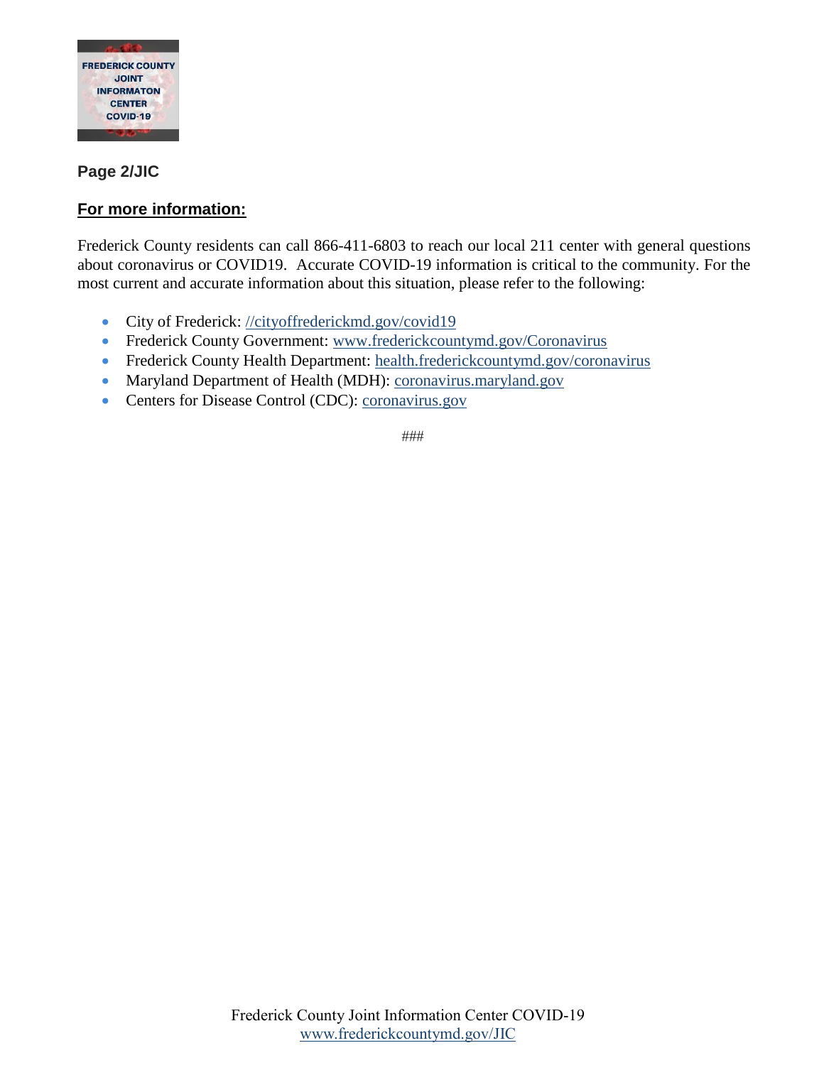**Page 2/JIC**

**For more information:**

Frederick County residents can call 866-411-6803 to reach our local 211 center with general questions about coronavirus or COVID19. Accurate COVID-19 information is critical to the community. For the most current and accurate information about this situation, please refer to the following:

- City of Frederick: //cityoffrederickmd.gov/covid19
- Frederick County Government: www.frederickcountymd.gov/Coronavirus
- Frederick County Health Department: health.frederickcountymd.gov/coronavirus
- Maryland Department of Health (MDH): coronavirus.maryland.gov
- Centers for Disease Control (CDC): coronavirus.gov

###